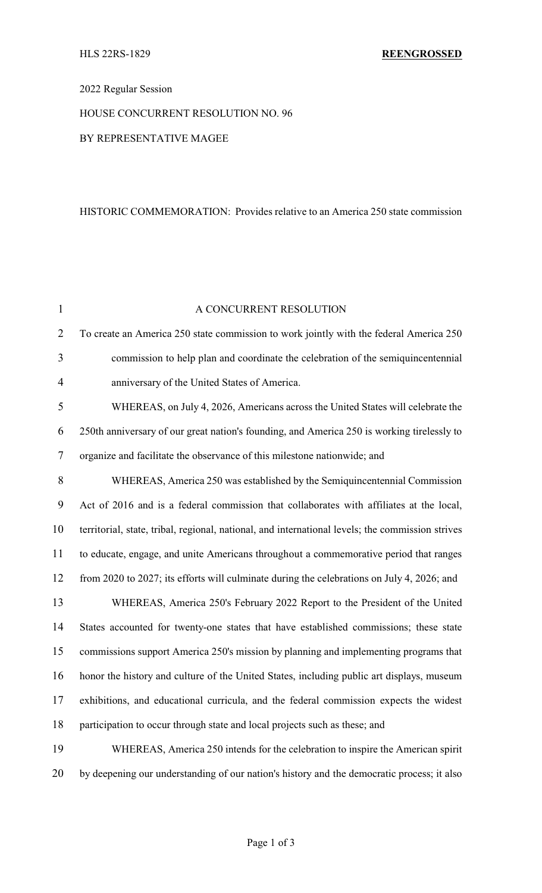HLS 22RS-1829 **REENGROSSED**

2022 Regular Session

HOUSE CONCURRENT RESOLUTION NO. 96

BY REPRESENTATIVE MAGEE

HISTORIC COMMEMORATION: Provides relative to an America 250 state commission

A CONCURRENT RESOLUTION

To create an America 250 state commission to work jointly with the federal America 250 commission to help plan and coordinate the celebration of the semiquincentennial anniversary of the United States of America.

WHEREAS, on July 4, 2026, Americans across the United States will celebrate the 250th anniversary of our great nation's founding, and America 250 is working tirelessly to organize and facilitate the observance of this milestone nationwide; and

WHEREAS, America 250 was established by the Semiquincentennial Commission Act of 2016 and is a federal commission that collaborates with affiliates at the local, territorial, state, tribal, regional, national, and international levels; the commission strives to educate, engage, and unite Americans throughout a commemorative period that ranges from 2020 to 2027; its efforts will culminate during the celebrations on July 4, 2026; and

WHEREAS, America 250's February 2022 Report to the President of the United States accounted for twenty-one states that have established commissions; these state commissions support America 250's mission by planning and implementing programs that honor the history and culture of the United States, including public art displays, museum exhibitions, and educational curricula, and the federal commission expects the widest participation to occur through state and local projects such as these; and

WHEREAS, America 250 intends for the celebration to inspire the American spirit by deepening our understanding of our nation's history and the democratic process; it also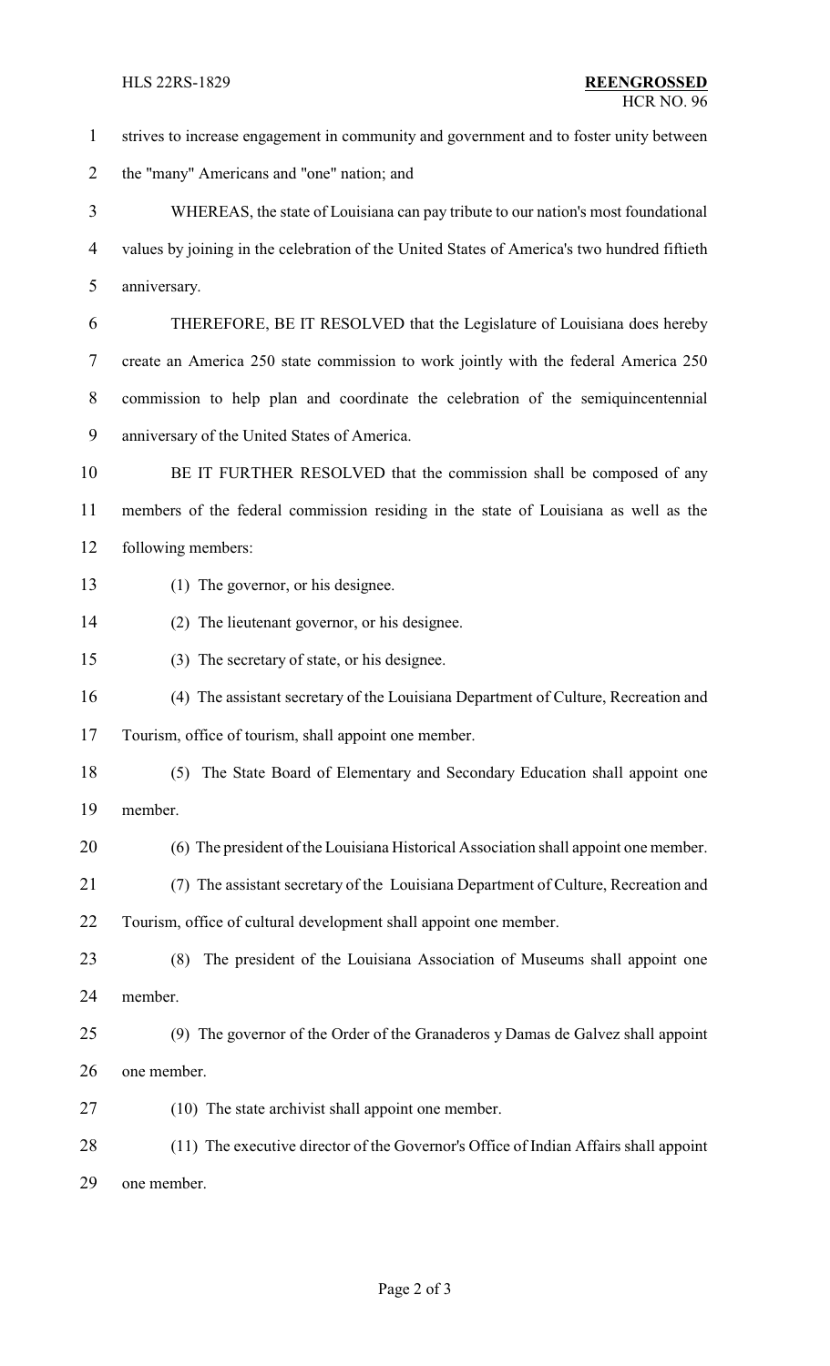strives to increase engagement in community and government and to foster unity between the "many" Americans and "one" nation; and

WHEREAS, the state of Louisiana can pay tribute to our nation's most foundational values by joining in the celebration of the United States of America's two hundred fiftieth anniversary.

THEREFORE, BE IT RESOLVED that the Legislature of Louisiana does hereby create an America 250 state commission to work jointly with the federal America 250 commission to help plan and coordinate the celebration of the semiquincentennial anniversary of the United States of America.

BE IT FURTHER RESOLVED that the commission shall be composed of any members of the federal commission residing in the state of Louisiana as well as the following members:

(1) The governor, or his designee.

(2) The lieutenant governor, or his designee.

(3) The secretary of state, or his designee.

(4) The assistant secretary of the Louisiana Department of Culture, Recreation and Tourism, office of tourism, shall appoint one member.

(5) The State Board of Elementary and Secondary Education shall appoint one member.

(6) The president of the Louisiana Historical Association shall appoint one member.

(7) The assistant secretary of the Louisiana Department of Culture, Recreation and Tourism, office of cultural development shall appoint one member.

(8) The president of the Louisiana Association of Museums shall appoint one member.

(9) The governor of the Order of the Granaderos y Damas de Galvez shall appoint one member.

(10) The state archivist shall appoint one member.

(11) The executive director of the Governor's Office of Indian Affairs shall appoint one member.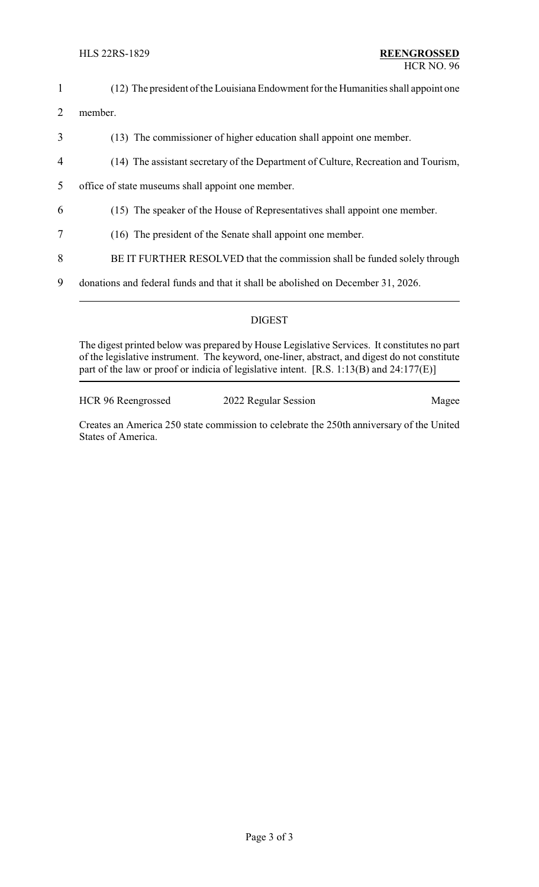(12) The president of the Louisiana Endowment for the Humanities shall appoint one member.

(13) The commissioner of higher education shall appoint one member.

(14) The assistant secretary of the Department of Culture, Recreation and Tourism, office of state museums shall appoint one member.

(15) The speaker of the House of Representatives shall appoint one member.

(16) The president of the Senate shall appoint one member.

BE IT FURTHER RESOLVED that the commission shall be funded solely through donations and federal funds and that it shall be abolished on December 31, 2026.

## DIGEST

The digest printed below was prepared by House Legislative Services. It constitutes no part of the legislative instrument. The keyword, one-liner, abstract, and digest do not constitute part of the law or proof or indicia of legislative intent. [R.S. 1:13(B) and 24:177(E)]

HCR 96 Reengrossed — 2022 Regular Session — Magee

Creates an America 250 state commission to celebrate the 250th anniversary of the United States of America.